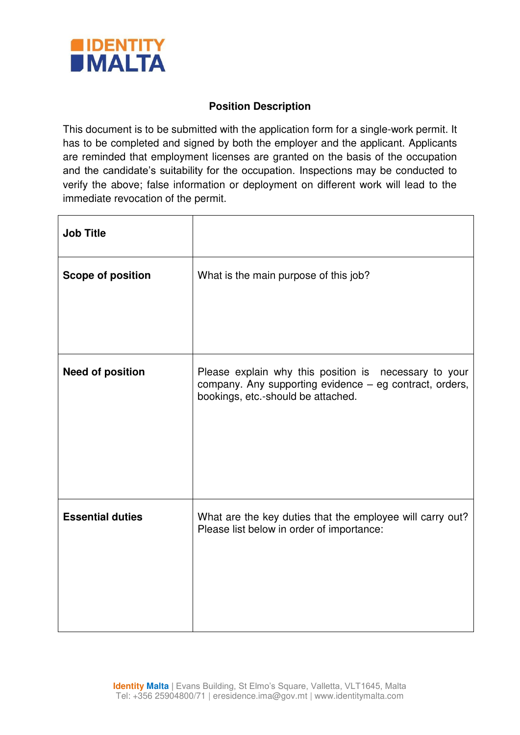IDENTITY MALTA

## Position Description

This document is to be submitted with the application form for a single-work permit. It has to be completed and signed by both the employer and the applicant. Applicants are reminded that employment licenses are granted on the basis of the occupation and the candidate's suitability for the occupation. Inspections may be conducted to verify the above; false information or deployment on different work will lead to the immediate revocation of the permit.

| **Job Title** | |
|---|---|
| **Scope of position** | What is the main purpose of this job? |
| **Need of position** | Please explain why this position is necessary to your company. Any supporting evidence – eg contract, orders, bookings, etc.-should be attached. |
| **Essential duties** | What are the key duties that the employee will carry out? Please list below in order of importance: |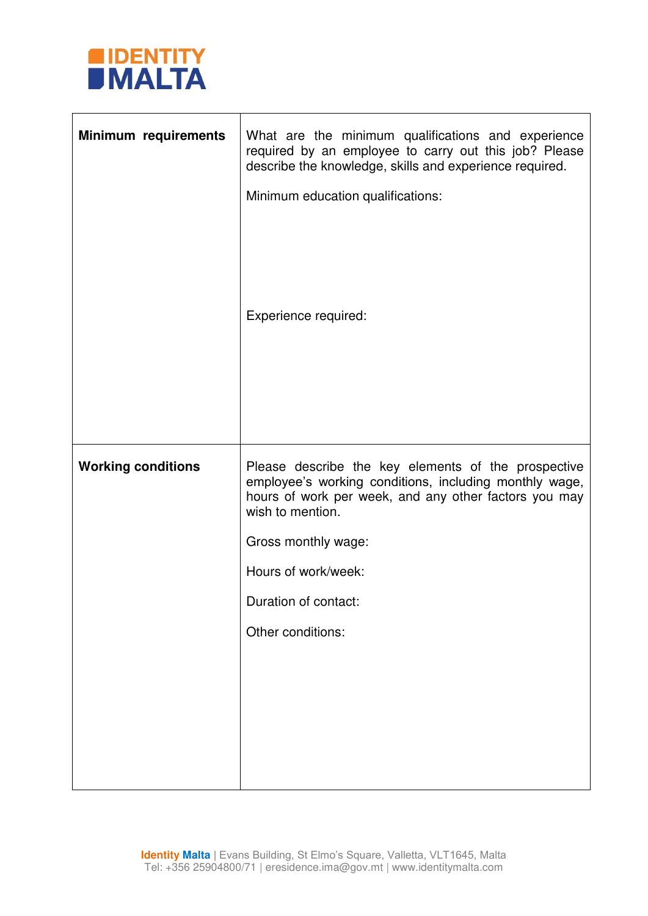| | |
|---|---|
| **Minimum requirements** | What are the minimum qualifications and experience required by an employee to carry out this job? Please describe the knowledge, skills and experience required.<br><br>Minimum education qualifications:<br><br>Experience required: |
| **Working conditions** | Please describe the key elements of the prospective employee's working conditions, including monthly wage, hours of work per week, and any other factors you may wish to mention.<br><br>Gross monthly wage:<br><br>Hours of work/week:<br><br>Duration of contact:<br><br>Other conditions: |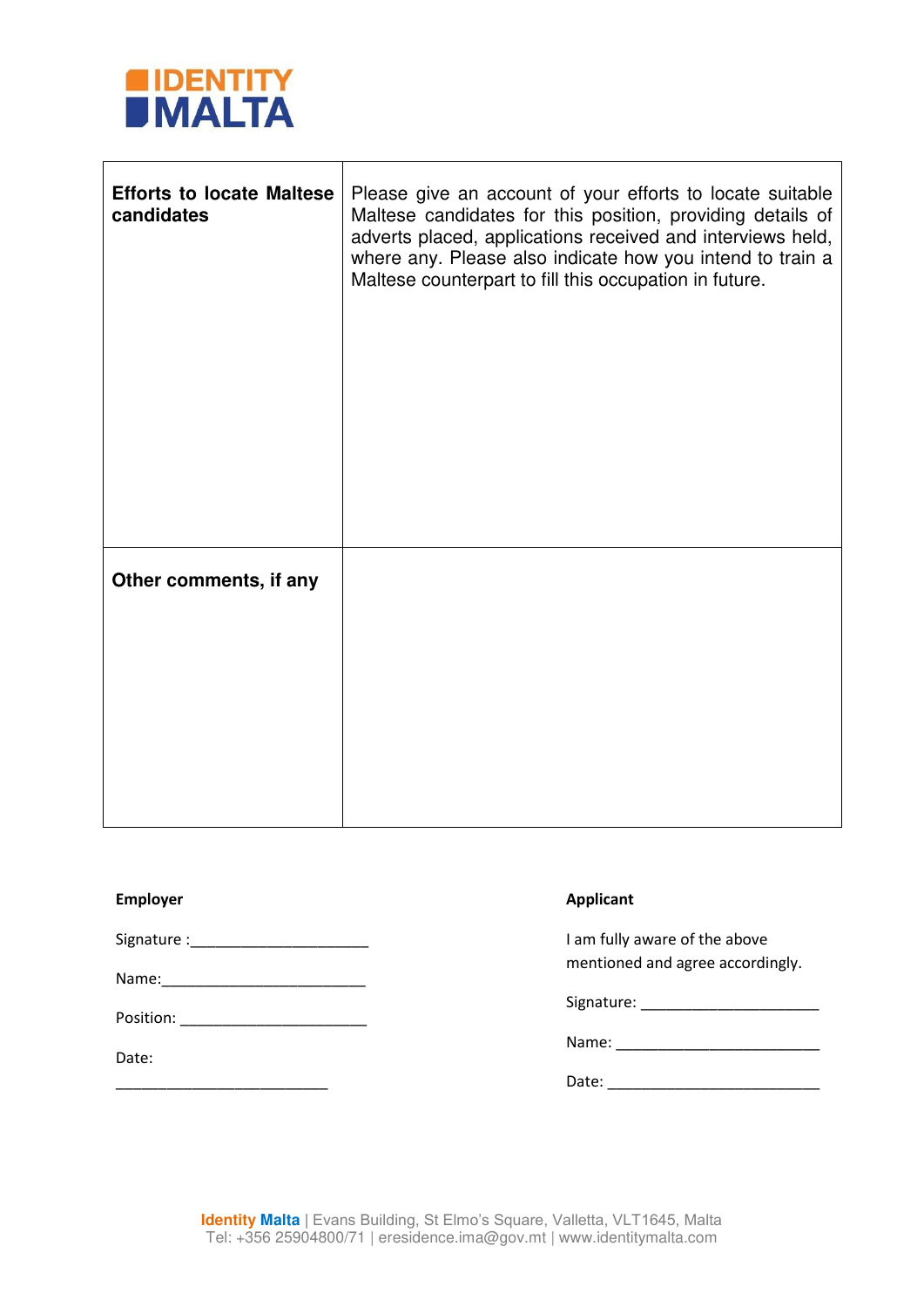**IDENTITY MALTA**

| | |
|---|---|
| **Efforts to locate Maltese candidates** | Please give an account of your efforts to locate suitable Maltese candidates for this position, providing details of adverts placed, applications received and interviews held, where any. Please also indicate how you intend to train a Maltese counterpart to fill this occupation in future. |
| **Other comments, if any** | |

**Employer**

Signature :_____________________

Name:________________________

Position: ______________________

Date:

_________________________

**Applicant**

I am fully aware of the above mentioned and agree accordingly.

Signature: _____________________

Name: ________________________

Date: _________________________

**Identity Malta** | Evans Building, St Elmo's Square, Valletta, VLT1645, Malta
Tel: +356 25904800/71 | eresidence.ima@gov.mt | www.identitymalta.com